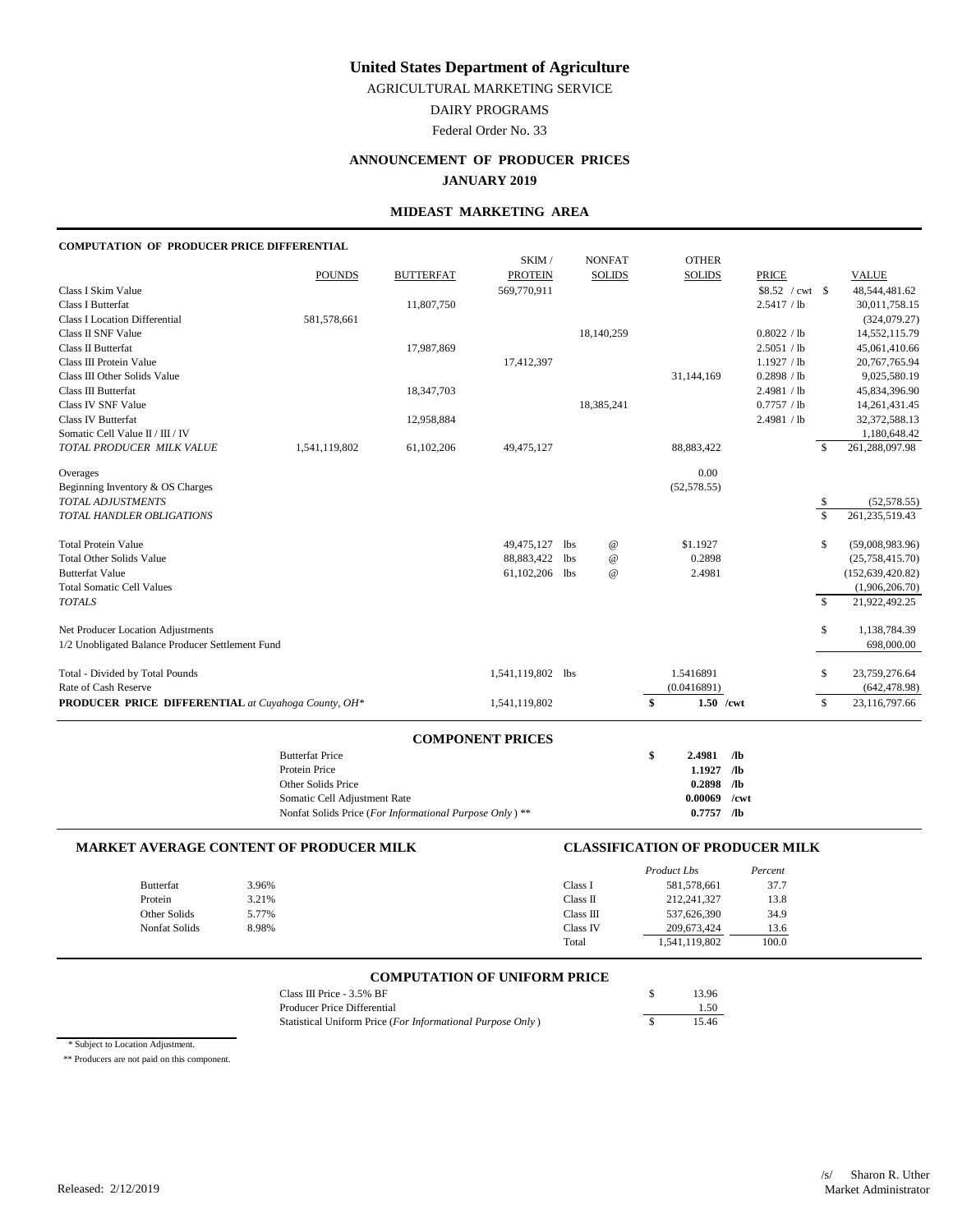# United States Department of Agriculture

AGRICULTURAL MARKETING SERVICE

DAIRY PROGRAMS

Federal Order No. 33

## ANNOUNCEMENT OF PRODUCER PRICES

## JANUARY 2019

### MIDEAST MARKETING AREA

**COMPUTATION OF PRODUCER PRICE DIFFERENTIAL**

| | POUNDS | BUTTERFAT | SKIM / PROTEIN | NONFAT SOLIDS | OTHER SOLIDS | PRICE | VALUE |
|---|---|---|---|---|---|---|---|
| Class I Skim Value | | | 569,770,911 | | | $8.52 / cwt | $ 48,544,481.62 |
| Class I Butterfat | | 11,807,750 | | | | 2.5417 / lb | 30,011,758.15 |
| Class I Location Differential | 581,578,661 | | | | | | (324,079.27) |
| Class II SNF Value | | | | 18,140,259 | | 0.8022 / lb | 14,552,115.79 |
| Class II Butterfat | | 17,987,869 | | | | 2.5051 / lb | 45,061,410.66 |
| Class III Protein Value | | | 17,412,397 | | | 1.1927 / lb | 20,767,765.94 |
| Class III Other Solids Value | | | | | 31,144,169 | 0.2898 / lb | 9,025,580.19 |
| Class III Butterfat | | 18,347,703 | | | | 2.4981 / lb | 45,834,396.90 |
| Class IV SNF Value | | | | 18,385,241 | | 0.7757 / lb | 14,261,431.45 |
| Class IV Butterfat | | 12,958,884 | | | | 2.4981 / lb | 32,372,588.13 |
| Somatic Cell Value II / III / IV | | | | | | | 1,180,648.42 |
| *TOTAL PRODUCER MILK VALUE* | 1,541,119,802 | 61,102,206 | 49,475,127 | | 88,883,422 | | $ 261,288,097.98 |
| Overages | | | | | 0.00 | | |
| Beginning Inventory & OS Charges | | | | | (52,578.55) | | |
| *TOTAL ADJUSTMENTS* | | | | | | | $ (52,578.55) |
| *TOTAL HANDLER OBLIGATIONS* | | | | | | | $ 261,235,519.43 |
| Total Protein Value | | | 49,475,127 lbs | @ | $1.1927 | | $ (59,008,983.96) |
| Total Other Solids Value | | | 88,883,422 lbs | @ | 0.2898 | | (25,758,415.70) |
| Butterfat Value | | | 61,102,206 lbs | @ | 2.4981 | | (152,639,420.82) |
| Total Somatic Cell Values | | | | | | | (1,906,206.70) |
| *TOTALS* | | | | | | | $ 21,922,492.25 |
| Net Producer Location Adjustments | | | | | | | $ 1,138,784.39 |
| 1/2 Unobligated Balance Producer Settlement Fund | | | | | | | 698,000.00 |
| Total - Divided by Total Pounds | | | 1,541,119,802 lbs | | 1.5416891 | | $ 23,759,276.64 |
| Rate of Cash Reserve | | | | | (0.0416891) | | (642,478.98) |
| **PRODUCER PRICE DIFFERENTIAL** *at Cuyahoga County, OH\** | | | 1,541,119,802 | | **$ 1.50 /cwt** | | $ 23,116,797.66 |

### COMPONENT PRICES

| | | |
|---|---|---|
| Butterfat Price | **$ 2.4981** | **/lb** |
| Protein Price | **1.1927** | **/lb** |
| Other Solids Price | **0.2898** | **/lb** |
| Somatic Cell Adjustment Rate | **0.00069** | **/cwt** |
| Nonfat Solids Price (*For Informational Purpose Only*) ** | **0.7757** | **/lb** |

### MARKET AVERAGE CONTENT OF PRODUCER MILK

| | |
|---|---|
| Butterfat | 3.96% |
| Protein | 3.21% |
| Other Solids | 5.77% |
| Nonfat Solids | 8.98% |

### CLASSIFICATION OF PRODUCER MILK

| | *Product Lbs* | *Percent* |
|---|---|---|
| Class I | 581,578,661 | 37.7 |
| Class II | 212,241,327 | 13.8 |
| Class III | 537,626,390 | 34.9 |
| Class IV | 209,673,424 | 13.6 |
| Total | 1,541,119,802 | 100.0 |

### COMPUTATION OF UNIFORM PRICE

| | |
|---|---|
| Class III Price - 3.5% BF | $ 13.96 |
| Producer Price Differential | 1.50 |
| Statistical Uniform Price (*For Informational Purpose Only*) | $ 15.46 |

\* Subject to Location Adjustment.

\*\* Producers are not paid on this component.

Released: 2/12/2019

/s/ Sharon R. Uther
Market Administrator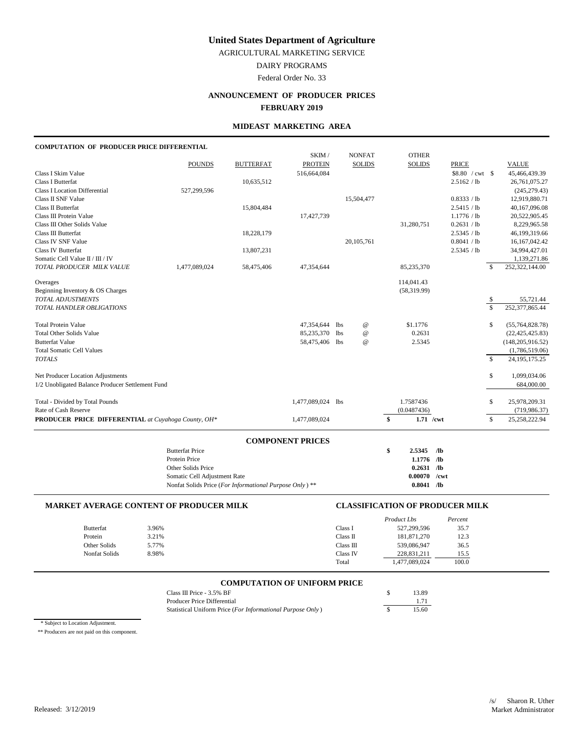# United States Department of Agriculture

AGRICULTURAL MARKETING SERVICE

DAIRY PROGRAMS

Federal Order No. 33

## ANNOUNCEMENT OF PRODUCER PRICES

**FEBRUARY 2019**

### MIDEAST MARKETING AREA

**COMPUTATION OF PRODUCER PRICE DIFFERENTIAL**

| | POUNDS | BUTTERFAT | SKIM / PROTEIN | NONFAT SOLIDS | OTHER SOLIDS | PRICE | VALUE |
|---|---|---|---|---|---|---|---|
| Class I Skim Value | | | 516,664,084 | | | $8.80 / cwt | $ 45,466,439.39 |
| Class I Butterfat | | 10,635,512 | | | | 2.5162 / lb | 26,761,075.27 |
| Class I Location Differential | 527,299,596 | | | | | | (245,279.43) |
| Class II SNF Value | | | | 15,504,477 | | 0.8333 / lb | 12,919,880.71 |
| Class II Butterfat | | 15,804,484 | | | | 2.5415 / lb | 40,167,096.08 |
| Class III Protein Value | | | 17,427,739 | | | 1.1776 / lb | 20,522,905.45 |
| Class III Other Solids Value | | | | | 31,280,751 | 0.2631 / lb | 8,229,965.58 |
| Class III Butterfat | | 18,228,179 | | | | 2.5345 / lb | 46,199,319.66 |
| Class IV SNF Value | | | | 20,105,761 | | 0.8041 / lb | 16,167,042.42 |
| Class IV Butterfat | | 13,807,231 | | | | 2.5345 / lb | 34,994,427.01 |
| Somatic Cell Value II / III / IV | | | | | | | 1,139,271.86 |
| *TOTAL PRODUCER MILK VALUE* | 1,477,089,024 | 58,475,406 | 47,354,644 | | 85,235,370 | | $ 252,322,144.00 |
| Overages | | | | | 114,041.43 | | |
| Beginning Inventory & OS Charges | | | | | (58,319.99) | | |
| *TOTAL ADJUSTMENTS* | | | | | | | $ 55,721.44 |
| *TOTAL HANDLER OBLIGATIONS* | | | | | | | $ 252,377,865.44 |
| Total Protein Value | | | 47,354,644 lbs | @ | $1.1776 | | $ (55,764,828.78) |
| Total Other Solids Value | | | 85,235,370 lbs | @ | 0.2631 | | (22,425,425.83) |
| Butterfat Value | | | 58,475,406 lbs | @ | 2.5345 | | (148,205,916.52) |
| Total Somatic Cell Values | | | | | | | (1,786,519.06) |
| *TOTALS* | | | | | | | $ 24,195,175.25 |
| Net Producer Location Adjustments | | | | | | | $ 1,099,034.06 |
| 1/2 Unobligated Balance Producer Settlement Fund | | | | | | | 684,000.00 |
| Total - Divided by Total Pounds | | | 1,477,089,024 lbs | | 1.7587436 | | $ 25,978,209.31 |
| Rate of Cash Reserve | | | | | (0.0487436) | | (719,986.37) |
| **PRODUCER PRICE DIFFERENTIAL** *at Cuyahoga County, OH\** | | | 1,477,089,024 | | **$ 1.71 /cwt** | | $ 25,258,222.94 |

### COMPONENT PRICES

| | |
|---|---|
| Butterfat Price | **$ 2.5345 /lb** |
| Protein Price | **1.1776 /lb** |
| Other Solids Price | **0.2631 /lb** |
| Somatic Cell Adjustment Rate | **0.00070 /cwt** |
| Nonfat Solids Price (*For Informational Purpose Only*) ** | **0.8041 /lb** |

### MARKET AVERAGE CONTENT OF PRODUCER MILK

| | |
|---|---|
| Butterfat | 3.96% |
| Protein | 3.21% |
| Other Solids | 5.77% |
| Nonfat Solids | 8.98% |

### CLASSIFICATION OF PRODUCER MILK

| | *Product Lbs* | *Percent* |
|---|---|---|
| Class I | 527,299,596 | 35.7 |
| Class II | 181,871,270 | 12.3 |
| Class III | 539,086,947 | 36.5 |
| Class IV | 228,831,211 | 15.5 |
| Total | 1,477,089,024 | 100.0 |

### COMPUTATION OF UNIFORM PRICE

| | |
|---|---|
| Class III Price - 3.5% BF | $ 13.89 |
| Producer Price Differential | 1.71 |
| Statistical Uniform Price (*For Informational Purpose Only*) | $ 15.60 |

\* Subject to Location Adjustment.

** Producers are not paid on this component.

Released: 3/12/2019

/s/ Sharon R. Uther
Market Administrator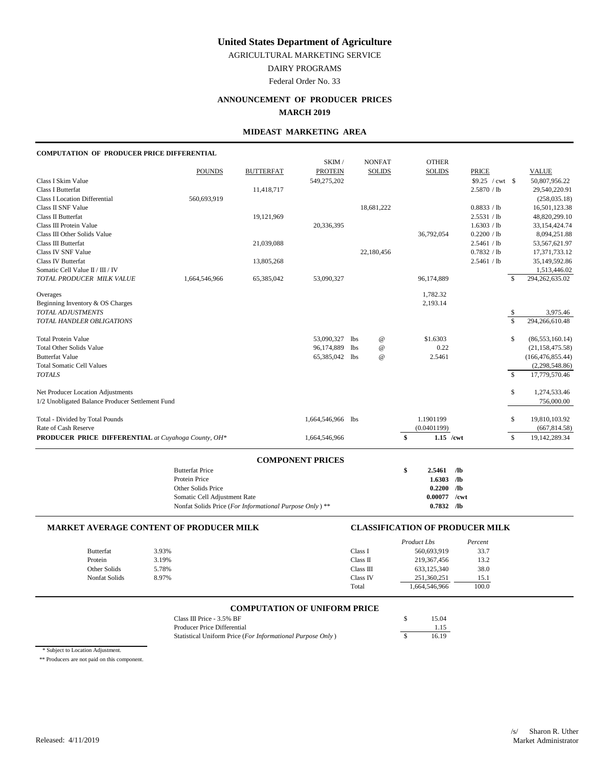# United States Department of Agriculture

AGRICULTURAL MARKETING SERVICE

DAIRY PROGRAMS

Federal Order No. 33

## ANNOUNCEMENT OF PRODUCER PRICES

## MARCH 2019

### MIDEAST MARKETING AREA

**COMPUTATION OF PRODUCER PRICE DIFFERENTIAL**

| | POUNDS | BUTTERFAT | SKIM / PROTEIN | NONFAT SOLIDS | OTHER SOLIDS | PRICE | VALUE |
|---|---|---|---|---|---|---|---|
| Class I Skim Value | | | 549,275,202 | | | $9.25 / cwt | $ 50,807,956.22 |
| Class I Butterfat | | 11,418,717 | | | | 2.5870 / lb | 29,540,220.91 |
| Class I Location Differential | 560,693,919 | | | | | | (258,035.18) |
| Class II SNF Value | | | | 18,681,222 | | 0.8833 / lb | 16,501,123.38 |
| Class II Butterfat | | 19,121,969 | | | | 2.5531 / lb | 48,820,299.10 |
| Class III Protein Value | | | 20,336,395 | | | 1.6303 / lb | 33,154,424.74 |
| Class III Other Solids Value | | | | | 36,792,054 | 0.2200 / lb | 8,094,251.88 |
| Class III Butterfat | | 21,039,088 | | | | 2.5461 / lb | 53,567,621.97 |
| Class IV SNF Value | | | | 22,180,456 | | 0.7832 / lb | 17,371,733.12 |
| Class IV Butterfat | | 13,805,268 | | | | 2.5461 / lb | 35,149,592.86 |
| Somatic Cell Value II / III / IV | | | | | | | 1,513,446.02 |
| *TOTAL PRODUCER MILK VALUE* | 1,664,546,966 | 65,385,042 | 53,090,327 | | 96,174,889 | | $ 294,262,635.02 |
| Overages | | | | | 1,782.32 | | |
| Beginning Inventory & OS Charges | | | | | 2,193.14 | | |
| *TOTAL ADJUSTMENTS* | | | | | | | $ 3,975.46 |
| *TOTAL HANDLER OBLIGATIONS* | | | | | | | $ 294,266,610.48 |
| Total Protein Value | | | 53,090,327 lbs | @ | $1.6303 | | $ (86,553,160.14) |
| Total Other Solids Value | | | 96,174,889 lbs | @ | 0.22 | | (21,158,475.58) |
| Butterfat Value | | | 65,385,042 lbs | @ | 2.5461 | | (166,476,855.44) |
| Total Somatic Cell Values | | | | | | | (2,298,548.86) |
| *TOTALS* | | | | | | | $ 17,779,570.46 |
| Net Producer Location Adjustments | | | | | | | $ 1,274,533.46 |
| 1/2 Unobligated Balance Producer Settlement Fund | | | | | | | 756,000.00 |
| Total - Divided by Total Pounds | | | 1,664,546,966 lbs | | 1.1901199 | | $ 19,810,103.92 |
| Rate of Cash Reserve | | | | | (0.0401199) | | (667,814.58) |
| **PRODUCER PRICE DIFFERENTIAL** *at Cuyahoga County, OH\** | | | 1,664,546,966 | | **$ 1.15 /cwt** | | $ 19,142,289.34 |

### COMPONENT PRICES

| | |
|---|---|
| Butterfat Price | **$ 2.5461 /lb** |
| Protein Price | **1.6303 /lb** |
| Other Solids Price | **0.2200 /lb** |
| Somatic Cell Adjustment Rate | **0.00077 /cwt** |
| Nonfat Solids Price (*For Informational Purpose Only*) ** | **0.7832 /lb** |

### MARKET AVERAGE CONTENT OF PRODUCER MILK

| | |
|---|---|
| Butterfat | 3.93% |
| Protein | 3.19% |
| Other Solids | 5.78% |
| Nonfat Solids | 8.97% |

### CLASSIFICATION OF PRODUCER MILK

| | *Product Lbs* | *Percent* |
|---|---|---|
| Class I | 560,693,919 | 33.7 |
| Class II | 219,367,456 | 13.2 |
| Class III | 633,125,340 | 38.0 |
| Class IV | 251,360,251 | 15.1 |
| Total | 1,664,546,966 | 100.0 |

### COMPUTATION OF UNIFORM PRICE

| | |
|---|---|
| Class III Price - 3.5% BF | $ 15.04 |
| Producer Price Differential | 1.15 |
| Statistical Uniform Price (*For Informational Purpose Only*) | $ 16.19 |

\* Subject to Location Adjustment.

\** Producers are not paid on this component.

Released: 4/11/2019

/s/ Sharon R. Uther
Market Administrator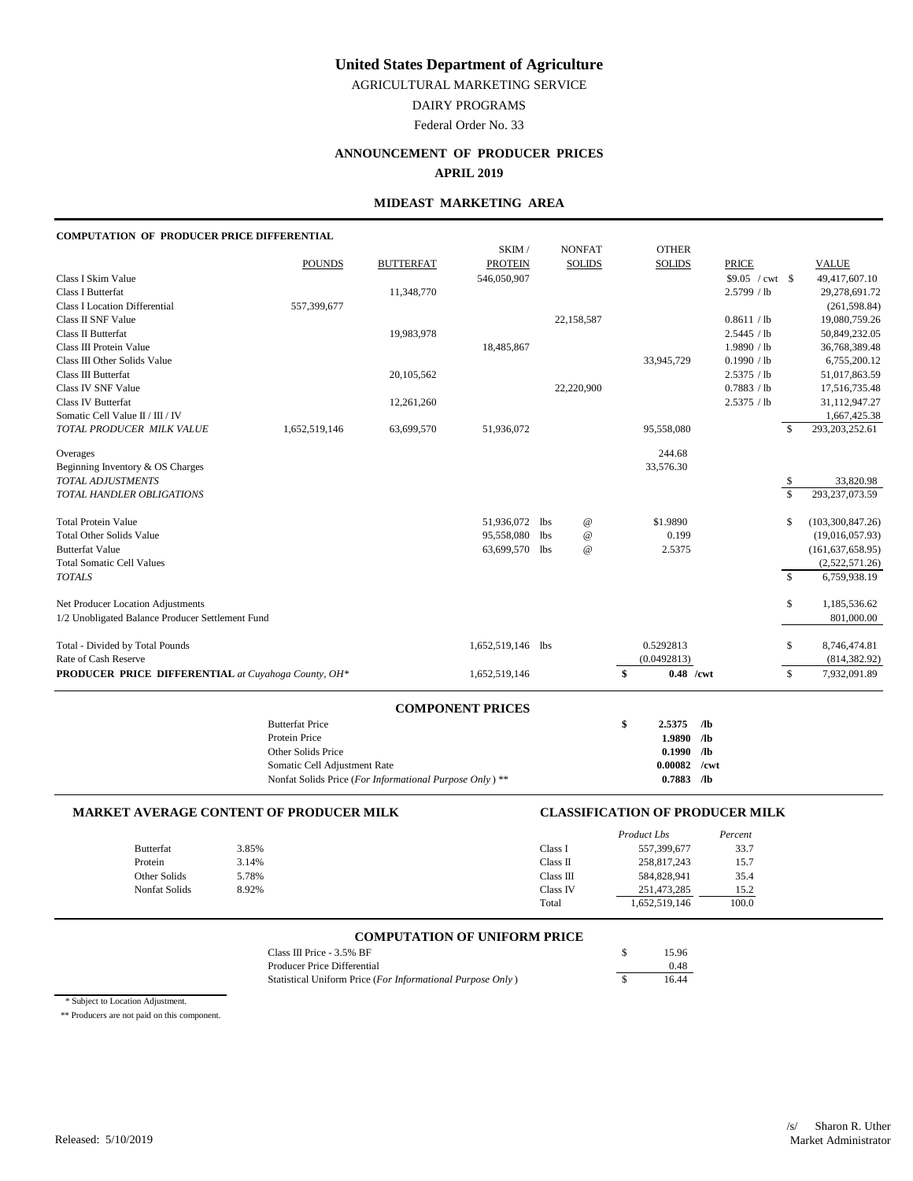# United States Department of Agriculture

AGRICULTURAL MARKETING SERVICE

DAIRY PROGRAMS

Federal Order No. 33

## ANNOUNCEMENT OF PRODUCER PRICES

**APRIL 2019**

### MIDEAST MARKETING AREA

**COMPUTATION OF PRODUCER PRICE DIFFERENTIAL**

| | POUNDS | BUTTERFAT | SKIM / PROTEIN | NONFAT SOLIDS | OTHER SOLIDS | PRICE | VALUE |
|---|---|---|---|---|---|---|---|
| Class I Skim Value | | | 546,050,907 | | | $9.05 / cwt | $ 49,417,607.10 |
| Class I Butterfat | | 11,348,770 | | | | 2.5799 / lb | 29,278,691.72 |
| Class I Location Differential | 557,399,677 | | | | | | (261,598.84) |
| Class II SNF Value | | | | 22,158,587 | | 0.8611 / lb | 19,080,759.26 |
| Class II Butterfat | | 19,983,978 | | | | 2.5445 / lb | 50,849,232.05 |
| Class III Protein Value | | | 18,485,867 | | | 1.9890 / lb | 36,768,389.48 |
| Class III Other Solids Value | | | | | 33,945,729 | 0.1990 / lb | 6,755,200.12 |
| Class III Butterfat | | 20,105,562 | | | | 2.5375 / lb | 51,017,863.59 |
| Class IV SNF Value | | | | 22,220,900 | | 0.7883 / lb | 17,516,735.48 |
| Class IV Butterfat | | 12,261,260 | | | | 2.5375 / lb | 31,112,947.27 |
| Somatic Cell Value II / III / IV | | | | | | | 1,667,425.38 |
| *TOTAL PRODUCER MILK VALUE* | 1,652,519,146 | 63,699,570 | 51,936,072 | | 95,558,080 | | $ 293,203,252.61 |
| Overages | | | | | 244.68 | | |
| Beginning Inventory & OS Charges | | | | | 33,576.30 | | |
| *TOTAL ADJUSTMENTS* | | | | | | | $ 33,820.98 |
| *TOTAL HANDLER OBLIGATIONS* | | | | | | | $ 293,237,073.59 |
| Total Protein Value | | | 51,936,072 lbs | @ | $1.9890 | | $ (103,300,847.26) |
| Total Other Solids Value | | | 95,558,080 lbs | @ | 0.199 | | (19,016,057.93) |
| Butterfat Value | | | 63,699,570 lbs | @ | 2.5375 | | (161,637,658.95) |
| Total Somatic Cell Values | | | | | | | (2,522,571.26) |
| *TOTALS* | | | | | | | $ 6,759,938.19 |
| Net Producer Location Adjustments | | | | | | | $ 1,185,536.62 |
| 1/2 Unobligated Balance Producer Settlement Fund | | | | | | | 801,000.00 |
| Total - Divided by Total Pounds | | | 1,652,519,146 lbs | | 0.5292813 | | $ 8,746,474.81 |
| Rate of Cash Reserve | | | | | (0.0492813) | | (814,382.92) |
| **PRODUCER PRICE DIFFERENTIAL** *at Cuyahoga County, OH\** | | | 1,652,519,146 | | **$ 0.48 /cwt** | | $ 7,932,091.89 |

### COMPONENT PRICES

| | |
|---|---|
| Butterfat Price | **$ 2.5375 /lb** |
| Protein Price | **1.9890 /lb** |
| Other Solids Price | **0.1990 /lb** |
| Somatic Cell Adjustment Rate | **0.00082 /cwt** |
| Nonfat Solids Price (*For Informational Purpose Only*) ** | **0.7883 /lb** |

### MARKET AVERAGE CONTENT OF PRODUCER MILK

| | |
|---|---|
| Butterfat | 3.85% |
| Protein | 3.14% |
| Other Solids | 5.78% |
| Nonfat Solids | 8.92% |

### CLASSIFICATION OF PRODUCER MILK

| | *Product Lbs* | *Percent* |
|---|---|---|
| Class I | 557,399,677 | 33.7 |
| Class II | 258,817,243 | 15.7 |
| Class III | 584,828,941 | 35.4 |
| Class IV | 251,473,285 | 15.2 |
| Total | 1,652,519,146 | 100.0 |

### COMPUTATION OF UNIFORM PRICE

| | |
|---|---|
| Class III Price - 3.5% BF | $ 15.96 |
| Producer Price Differential | 0.48 |
| Statistical Uniform Price (*For Informational Purpose Only*) | $ 16.44 |

\* Subject to Location Adjustment.

** Producers are not paid on this component.

Released: 5/10/2019

/s/ Sharon R. Uther
Market Administrator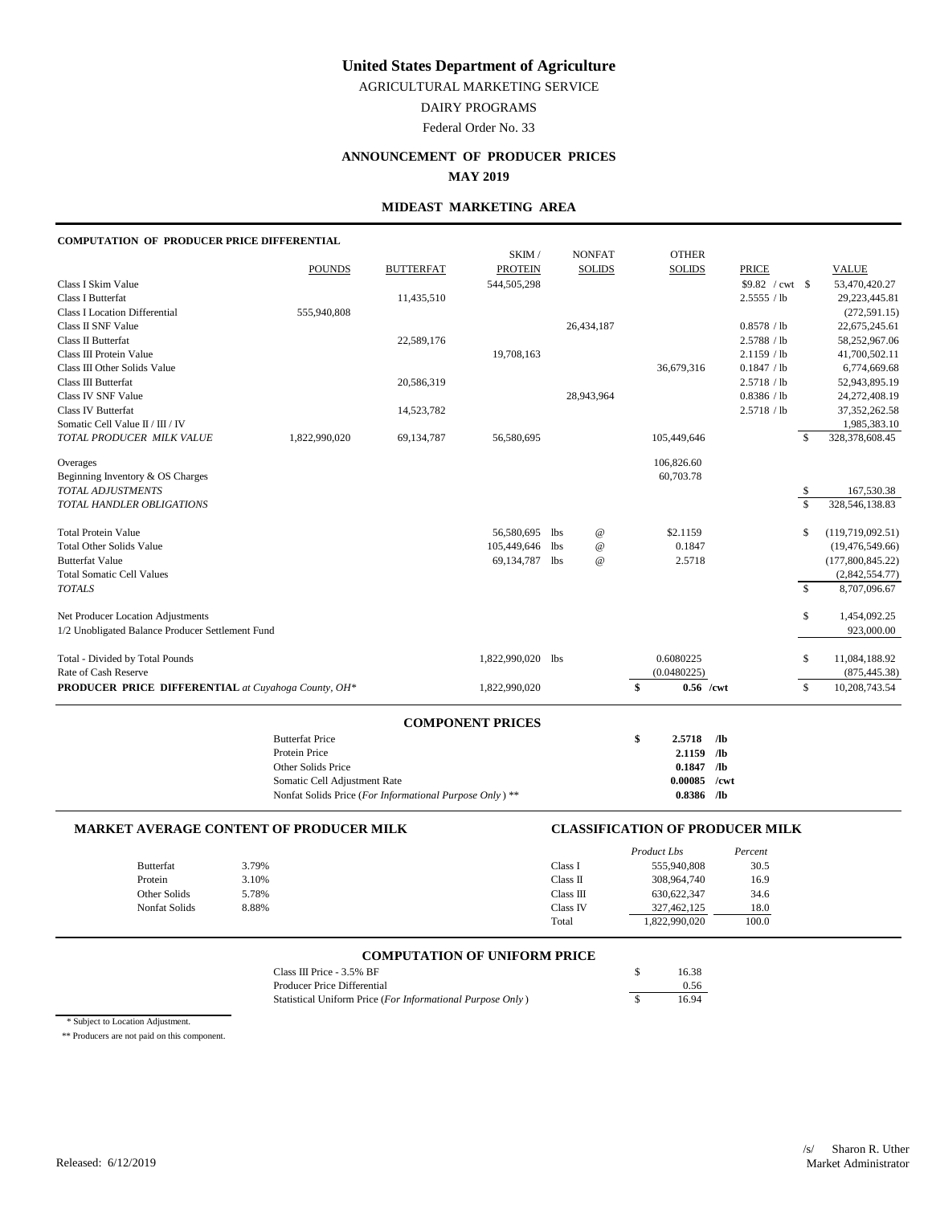# United States Department of Agriculture

AGRICULTURAL MARKETING SERVICE

DAIRY PROGRAMS

Federal Order No. 33

## ANNOUNCEMENT OF PRODUCER PRICES

**MAY 2019**

### MIDEAST MARKETING AREA

**COMPUTATION OF PRODUCER PRICE DIFFERENTIAL**

| | POUNDS | BUTTERFAT | SKIM / PROTEIN | NONFAT SOLIDS | OTHER SOLIDS | PRICE | VALUE |
|---|---|---|---|---|---|---|---|
| Class I Skim Value | | | 544,505,298 | | | $9.82 / cwt | $ 53,470,420.27 |
| Class I Butterfat | | 11,435,510 | | | | 2.5555 / lb | 29,223,445.81 |
| Class I Location Differential | 555,940,808 | | | | | | (272,591.15) |
| Class II SNF Value | | | | 26,434,187 | | 0.8578 / lb | 22,675,245.61 |
| Class II Butterfat | | 22,589,176 | | | | 2.5788 / lb | 58,252,967.06 |
| Class III Protein Value | | | 19,708,163 | | | 2.1159 / lb | 41,700,502.11 |
| Class III Other Solids Value | | | | | 36,679,316 | 0.1847 / lb | 6,774,669.68 |
| Class III Butterfat | | 20,586,319 | | | | 2.5718 / lb | 52,943,895.19 |
| Class IV SNF Value | | | | 28,943,964 | | 0.8386 / lb | 24,272,408.19 |
| Class IV Butterfat | | 14,523,782 | | | | 2.5718 / lb | 37,352,262.58 |
| Somatic Cell Value II / III / IV | | | | | | | 1,985,383.10 |
| *TOTAL PRODUCER MILK VALUE* | 1,822,990,020 | 69,134,787 | 56,580,695 | | 105,449,646 | | $ 328,378,608.45 |
| Overages | | | | | 106,826.60 | | |
| Beginning Inventory & OS Charges | | | | | 60,703.78 | | |
| *TOTAL ADJUSTMENTS* | | | | | | | $ 167,530.38 |
| *TOTAL HANDLER OBLIGATIONS* | | | | | | | $ 328,546,138.83 |
| Total Protein Value | | | 56,580,695 lbs | @ | $2.1159 | | $ (119,719,092.51) |
| Total Other Solids Value | | | 105,449,646 lbs | @ | 0.1847 | | (19,476,549.66) |
| Butterfat Value | | | 69,134,787 lbs | @ | 2.5718 | | (177,800,845.22) |
| Total Somatic Cell Values | | | | | | | (2,842,554.77) |
| *TOTALS* | | | | | | | $ 8,707,096.67 |
| Net Producer Location Adjustments | | | | | | | $ 1,454,092.25 |
| 1/2 Unobligated Balance Producer Settlement Fund | | | | | | | 923,000.00 |
| Total - Divided by Total Pounds | | | 1,822,990,020 lbs | | 0.6080225 | | $ 11,084,188.92 |
| Rate of Cash Reserve | | | | | (0.0480225) | | (875,445.38) |
| **PRODUCER PRICE DIFFERENTIAL** *at Cuyahoga County, OH\** | | | 1,822,990,020 | | **$ 0.56 /cwt** | | $ 10,208,743.54 |

**COMPONENT PRICES**

| | | |
|---|---|---|
| Butterfat Price | **$ 2.5718** | **/lb** |
| Protein Price | **2.1159** | **/lb** |
| Other Solids Price | **0.1847** | **/lb** |
| Somatic Cell Adjustment Rate | **0.00085** | **/cwt** |
| Nonfat Solids Price (*For Informational Purpose Only*) ** | **0.8386** | **/lb** |

**MARKET AVERAGE CONTENT OF PRODUCER MILK**

| | |
|---|---|
| Butterfat | 3.79% |
| Protein | 3.10% |
| Other Solids | 5.78% |
| Nonfat Solids | 8.88% |

**CLASSIFICATION OF PRODUCER MILK**

| | *Product Lbs* | *Percent* |
|---|---|---|
| Class I | 555,940,808 | 30.5 |
| Class II | 308,964,740 | 16.9 |
| Class III | 630,622,347 | 34.6 |
| Class IV | 327,462,125 | 18.0 |
| Total | 1,822,990,020 | 100.0 |

**COMPUTATION OF UNIFORM PRICE**

| | |
|---|---|
| Class III Price - 3.5% BF | $ 16.38 |
| Producer Price Differential | 0.56 |
| Statistical Uniform Price (*For Informational Purpose Only*) | $ 16.94 |

\* Subject to Location Adjustment.

** Producers are not paid on this component.

Released: 6/12/2019

/s/ Sharon R. Uther
Market Administrator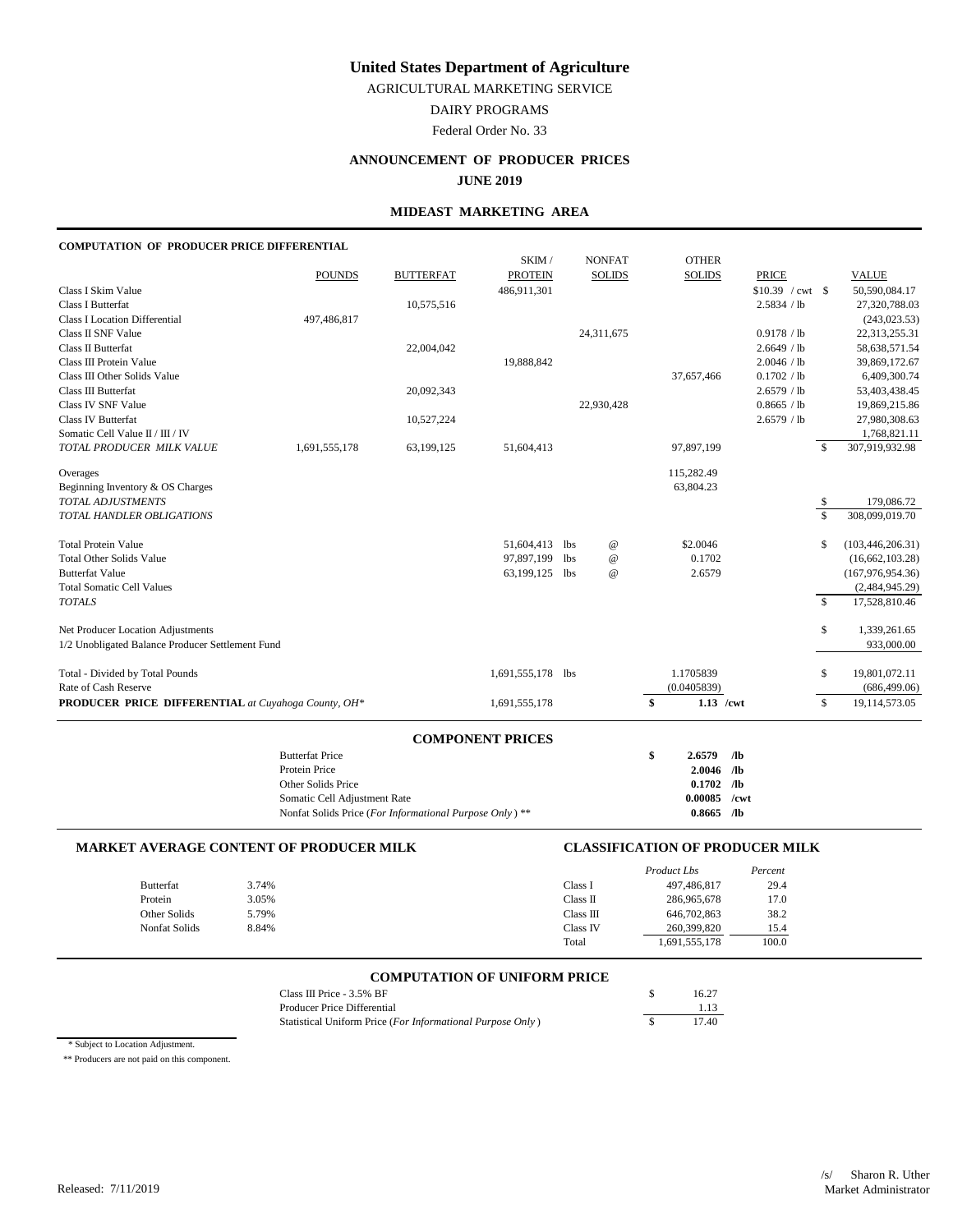# United States Department of Agriculture

AGRICULTURAL MARKETING SERVICE

DAIRY PROGRAMS

Federal Order No. 33

## ANNOUNCEMENT OF PRODUCER PRICES

**JUNE 2019**

### MIDEAST MARKETING AREA

**COMPUTATION OF PRODUCER PRICE DIFFERENTIAL**

| | POUNDS | BUTTERFAT | SKIM / PROTEIN | NONFAT SOLIDS | OTHER SOLIDS | PRICE | VALUE |
|---|---|---|---|---|---|---|---|
| Class I Skim Value | | | 486,911,301 | | | $10.39 / cwt | $ 50,590,084.17 |
| Class I Butterfat | | 10,575,516 | | | | 2.5834 / lb | 27,320,788.03 |
| Class I Location Differential | 497,486,817 | | | | | | (243,023.53) |
| Class II SNF Value | | | | 24,311,675 | | 0.9178 / lb | 22,313,255.31 |
| Class II Butterfat | | 22,004,042 | | | | 2.6649 / lb | 58,638,571.54 |
| Class III Protein Value | | | 19,888,842 | | | 2.0046 / lb | 39,869,172.67 |
| Class III Other Solids Value | | | | | 37,657,466 | 0.1702 / lb | 6,409,300.74 |
| Class III Butterfat | | 20,092,343 | | | | 2.6579 / lb | 53,403,438.45 |
| Class IV SNF Value | | | | 22,930,428 | | 0.8665 / lb | 19,869,215.86 |
| Class IV Butterfat | | 10,527,224 | | | | 2.6579 / lb | 27,980,308.63 |
| Somatic Cell Value II / III / IV | | | | | | | 1,768,821.11 |
| *TOTAL PRODUCER MILK VALUE* | 1,691,555,178 | 63,199,125 | 51,604,413 | | 97,897,199 | | $ 307,919,932.98 |
| Overages | | | | | 115,282.49 | | |
| Beginning Inventory & OS Charges | | | | | 63,804.23 | | |
| *TOTAL ADJUSTMENTS* | | | | | | | $ 179,086.72 |
| *TOTAL HANDLER OBLIGATIONS* | | | | | | | $ 308,099,019.70 |
| Total Protein Value | | | 51,604,413 lbs | @ | $2.0046 | | $ (103,446,206.31) |
| Total Other Solids Value | | | 97,897,199 lbs | @ | 0.1702 | | (16,662,103.28) |
| Butterfat Value | | | 63,199,125 lbs | @ | 2.6579 | | (167,976,954.36) |
| Total Somatic Cell Values | | | | | | | (2,484,945.29) |
| *TOTALS* | | | | | | | $ 17,528,810.46 |
| Net Producer Location Adjustments | | | | | | | $ 1,339,261.65 |
| 1/2 Unobligated Balance Producer Settlement Fund | | | | | | | 933,000.00 |
| Total - Divided by Total Pounds | | | 1,691,555,178 lbs | | 1.1705839 | | $ 19,801,072.11 |
| Rate of Cash Reserve | | | | | (0.0405839) | | (686,499.06) |
| **PRODUCER PRICE DIFFERENTIAL** *at Cuyahoga County, OH\** | | | 1,691,555,178 | | **$ 1.13 /cwt** | | $ 19,114,573.05 |

### COMPONENT PRICES

| | |
|---|---|
| Butterfat Price | **$ 2.6579 /lb** |
| Protein Price | **2.0046 /lb** |
| Other Solids Price | **0.1702 /lb** |
| Somatic Cell Adjustment Rate | **0.00085 /cwt** |
| Nonfat Solids Price (*For Informational Purpose Only*) ** | **0.8665 /lb** |

### MARKET AVERAGE CONTENT OF PRODUCER MILK

| | |
|---|---|
| Butterfat | 3.74% |
| Protein | 3.05% |
| Other Solids | 5.79% |
| Nonfat Solids | 8.84% |

### CLASSIFICATION OF PRODUCER MILK

| | *Product Lbs* | *Percent* |
|---|---|---|
| Class I | 497,486,817 | 29.4 |
| Class II | 286,965,678 | 17.0 |
| Class III | 646,702,863 | 38.2 |
| Class IV | 260,399,820 | 15.4 |
| Total | 1,691,555,178 | 100.0 |

### COMPUTATION OF UNIFORM PRICE

| | |
|---|---|
| Class III Price - 3.5% BF | $ 16.27 |
| Producer Price Differential | 1.13 |
| Statistical Uniform Price (*For Informational Purpose Only*) | $ 17.40 |

\* Subject to Location Adjustment.

\*\* Producers are not paid on this component.

Released: 7/11/2019

/s/ Sharon R. Uther
Market Administrator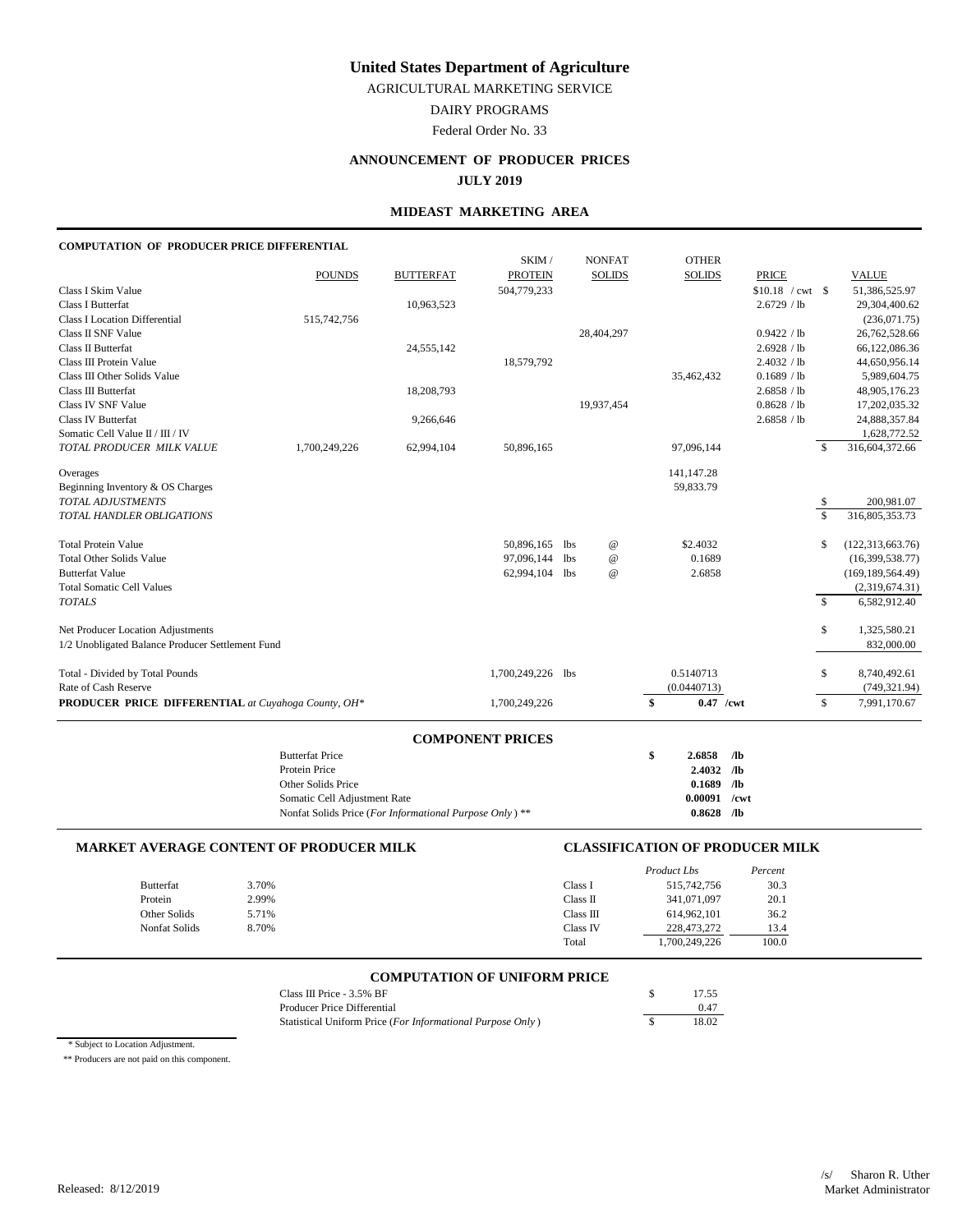# United States Department of Agriculture

AGRICULTURAL MARKETING SERVICE

DAIRY PROGRAMS

Federal Order No. 33

## ANNOUNCEMENT OF PRODUCER PRICES

**JULY 2019**

### MIDEAST MARKETING AREA

**COMPUTATION OF PRODUCER PRICE DIFFERENTIAL**

| | POUNDS | BUTTERFAT | SKIM / PROTEIN | NONFAT SOLIDS | OTHER SOLIDS | PRICE | VALUE |
|---|---|---|---|---|---|---|---|
| Class I Skim Value | | | 504,779,233 | | | $10.18 / cwt | $ 51,386,525.97 |
| Class I Butterfat | | 10,963,523 | | | | 2.6729 / lb | 29,304,400.62 |
| Class I Location Differential | 515,742,756 | | | | | | (236,071.75) |
| Class II SNF Value | | | | 28,404,297 | | 0.9422 / lb | 26,762,528.66 |
| Class II Butterfat | | 24,555,142 | | | | 2.6928 / lb | 66,122,086.36 |
| Class III Protein Value | | | 18,579,792 | | | 2.4032 / lb | 44,650,956.14 |
| Class III Other Solids Value | | | | | 35,462,432 | 0.1689 / lb | 5,989,604.75 |
| Class III Butterfat | | 18,208,793 | | | | 2.6858 / lb | 48,905,176.23 |
| Class IV SNF Value | | | | 19,937,454 | | 0.8628 / lb | 17,202,035.32 |
| Class IV Butterfat | | 9,266,646 | | | | 2.6858 / lb | 24,888,357.84 |
| Somatic Cell Value II / III / IV | | | | | | | 1,628,772.52 |
| *TOTAL PRODUCER MILK VALUE* | 1,700,249,226 | 62,994,104 | 50,896,165 | | 97,096,144 | | $ 316,604,372.66 |
| Overages | | | | | 141,147.28 | | |
| Beginning Inventory & OS Charges | | | | | 59,833.79 | | |
| *TOTAL ADJUSTMENTS* | | | | | | | $ 200,981.07 |
| *TOTAL HANDLER OBLIGATIONS* | | | | | | | $ 316,805,353.73 |
| Total Protein Value | | | 50,896,165 lbs | @ | $2.4032 | | $ (122,313,663.76) |
| Total Other Solids Value | | | 97,096,144 lbs | @ | 0.1689 | | (16,399,538.77) |
| Butterfat Value | | | 62,994,104 lbs | @ | 2.6858 | | (169,189,564.49) |
| Total Somatic Cell Values | | | | | | | (2,319,674.31) |
| *TOTALS* | | | | | | | $ 6,582,912.40 |
| Net Producer Location Adjustments | | | | | | | $ 1,325,580.21 |
| 1/2 Unobligated Balance Producer Settlement Fund | | | | | | | 832,000.00 |
| Total - Divided by Total Pounds | | | 1,700,249,226 lbs | | 0.5140713 | | $ 8,740,492.61 |
| Rate of Cash Reserve | | | | | (0.0440713) | | (749,321.94) |
| **PRODUCER PRICE DIFFERENTIAL** *at Cuyahoga County, OH\** | | | 1,700,249,226 | | **$ 0.47 /cwt** | | $ 7,991,170.67 |

### COMPONENT PRICES

| | | |
|---|---|---|
| Butterfat Price | **$ 2.6858** | **/lb** |
| Protein Price | **2.4032** | **/lb** |
| Other Solids Price | **0.1689** | **/lb** |
| Somatic Cell Adjustment Rate | **0.00091** | **/cwt** |
| Nonfat Solids Price (*For Informational Purpose Only*) ** | **0.8628** | **/lb** |

### MARKET AVERAGE CONTENT OF PRODUCER MILK

| | |
|---|---|
| Butterfat | 3.70% |
| Protein | 2.99% |
| Other Solids | 5.71% |
| Nonfat Solids | 8.70% |

### CLASSIFICATION OF PRODUCER MILK

| | *Product Lbs* | *Percent* |
|---|---|---|
| Class I | 515,742,756 | 30.3 |
| Class II | 341,071,097 | 20.1 |
| Class III | 614,962,101 | 36.2 |
| Class IV | 228,473,272 | 13.4 |
| Total | 1,700,249,226 | 100.0 |

### COMPUTATION OF UNIFORM PRICE

| | |
|---|---|
| Class III Price - 3.5% BF | $ 17.55 |
| Producer Price Differential | 0.47 |
| Statistical Uniform Price (*For Informational Purpose Only*) | $ 18.02 |

\* Subject to Location Adjustment.

** Producers are not paid on this component.

Released: 8/12/2019

/s/ Sharon R. Uther
Market Administrator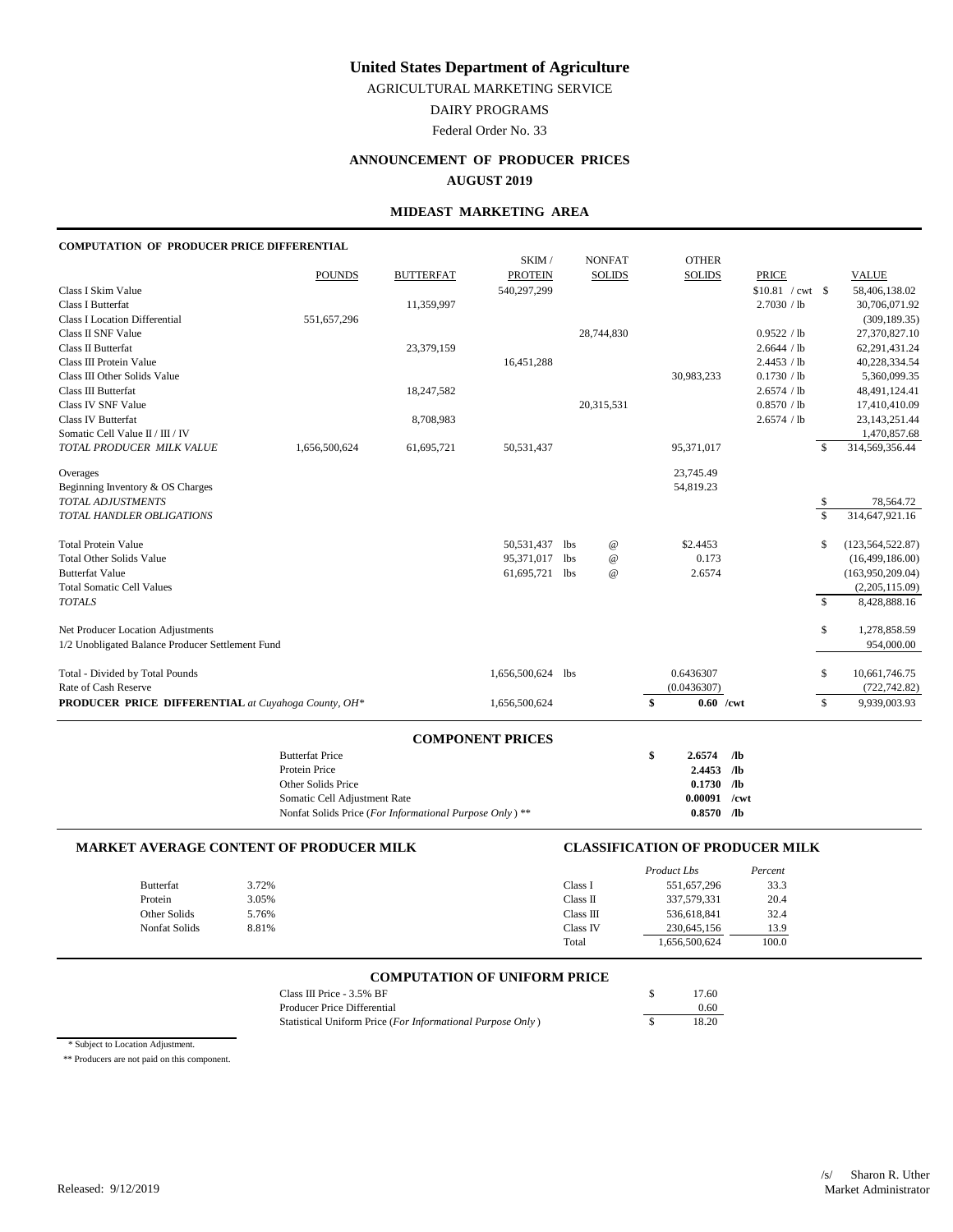# United States Department of Agriculture

AGRICULTURAL MARKETING SERVICE

DAIRY PROGRAMS

Federal Order No. 33

## ANNOUNCEMENT OF PRODUCER PRICES

**AUGUST 2019**

### MIDEAST MARKETING AREA

**COMPUTATION OF PRODUCER PRICE DIFFERENTIAL**

| | POUNDS | BUTTERFAT | SKIM / PROTEIN | NONFAT SOLIDS | OTHER SOLIDS | PRICE | | VALUE |
|---|---|---|---|---|---|---|---|---|
| Class I Skim Value | | | 540,297,299 | | | $10.81 / cwt | $ | 58,406,138.02 |
| Class I Butterfat | | 11,359,997 | | | | 2.7030 / lb | | 30,706,071.92 |
| Class I Location Differential | 551,657,296 | | | | | | | (309,189.35) |
| Class II SNF Value | | | | 28,744,830 | | 0.9522 / lb | | 27,370,827.10 |
| Class II Butterfat | | 23,379,159 | | | | 2.6644 / lb | | 62,291,431.24 |
| Class III Protein Value | | | 16,451,288 | | | 2.4453 / lb | | 40,228,334.54 |
| Class III Other Solids Value | | | | | 30,983,233 | 0.1730 / lb | | 5,360,099.35 |
| Class III Butterfat | | 18,247,582 | | | | 2.6574 / lb | | 48,491,124.41 |
| Class IV SNF Value | | | | 20,315,531 | | 0.8570 / lb | | 17,410,410.09 |
| Class IV Butterfat | | 8,708,983 | | | | 2.6574 / lb | | 23,143,251.44 |
| Somatic Cell Value II / III / IV | | | | | | | | 1,470,857.68 |
| *TOTAL PRODUCER MILK VALUE* | 1,656,500,624 | 61,695,721 | 50,531,437 | | 95,371,017 | | $ | 314,569,356.44 |
| Overages | | | | | 23,745.49 | | | |
| Beginning Inventory & OS Charges | | | | | 54,819.23 | | | |
| *TOTAL ADJUSTMENTS* | | | | | | | $ | 78,564.72 |
| *TOTAL HANDLER OBLIGATIONS* | | | | | | | $ | 314,647,921.16 |
| Total Protein Value | | | 50,531,437 | lbs @ | $2.4453 | | $ | (123,564,522.87) |
| Total Other Solids Value | | | 95,371,017 | lbs @ | 0.173 | | | (16,499,186.00) |
| Butterfat Value | | | 61,695,721 | lbs @ | 2.6574 | | | (163,950,209.04) |
| Total Somatic Cell Values | | | | | | | | (2,205,115.09) |
| *TOTALS* | | | | | | | $ | 8,428,888.16 |
| Net Producer Location Adjustments | | | | | | | $ | 1,278,858.59 |
| 1/2 Unobligated Balance Producer Settlement Fund | | | | | | | | 954,000.00 |
| Total - Divided by Total Pounds | | | 1,656,500,624 | lbs | 0.6436307 | | $ | 10,661,746.75 |
| Rate of Cash Reserve | | | | | (0.0436307) | | | (722,742.82) |
| **PRODUCER PRICE DIFFERENTIAL** *at Cuyahoga County, OH\** | | | 1,656,500,624 | | **$ 0.60 /cwt** | | $ | 9,939,003.93 |

### COMPONENT PRICES

| | | |
|---|---|---|
| Butterfat Price | **$ 2.6574** | **/lb** |
| Protein Price | **2.4453** | **/lb** |
| Other Solids Price | **0.1730** | **/lb** |
| Somatic Cell Adjustment Rate | **0.00091** | **/cwt** |
| Nonfat Solids Price (*For Informational Purpose Only*) ** | **0.8570** | **/lb** |

### MARKET AVERAGE CONTENT OF PRODUCER MILK

| | |
|---|---|
| Butterfat | 3.72% |
| Protein | 3.05% |
| Other Solids | 5.76% |
| Nonfat Solids | 8.81% |

### CLASSIFICATION OF PRODUCER MILK

| | *Product Lbs* | *Percent* |
|---|---|---|
| Class I | 551,657,296 | 33.3 |
| Class II | 337,579,331 | 20.4 |
| Class III | 536,618,841 | 32.4 |
| Class IV | 230,645,156 | 13.9 |
| Total | 1,656,500,624 | 100.0 |

### COMPUTATION OF UNIFORM PRICE

| | |
|---|---|
| Class III Price - 3.5% BF | $ 17.60 |
| Producer Price Differential | 0.60 |
| Statistical Uniform Price (*For Informational Purpose Only*) | $ 18.20 |

\* Subject to Location Adjustment.

** Producers are not paid on this component.

Released: 9/12/2019

/s/ Sharon R. Uther
Market Administrator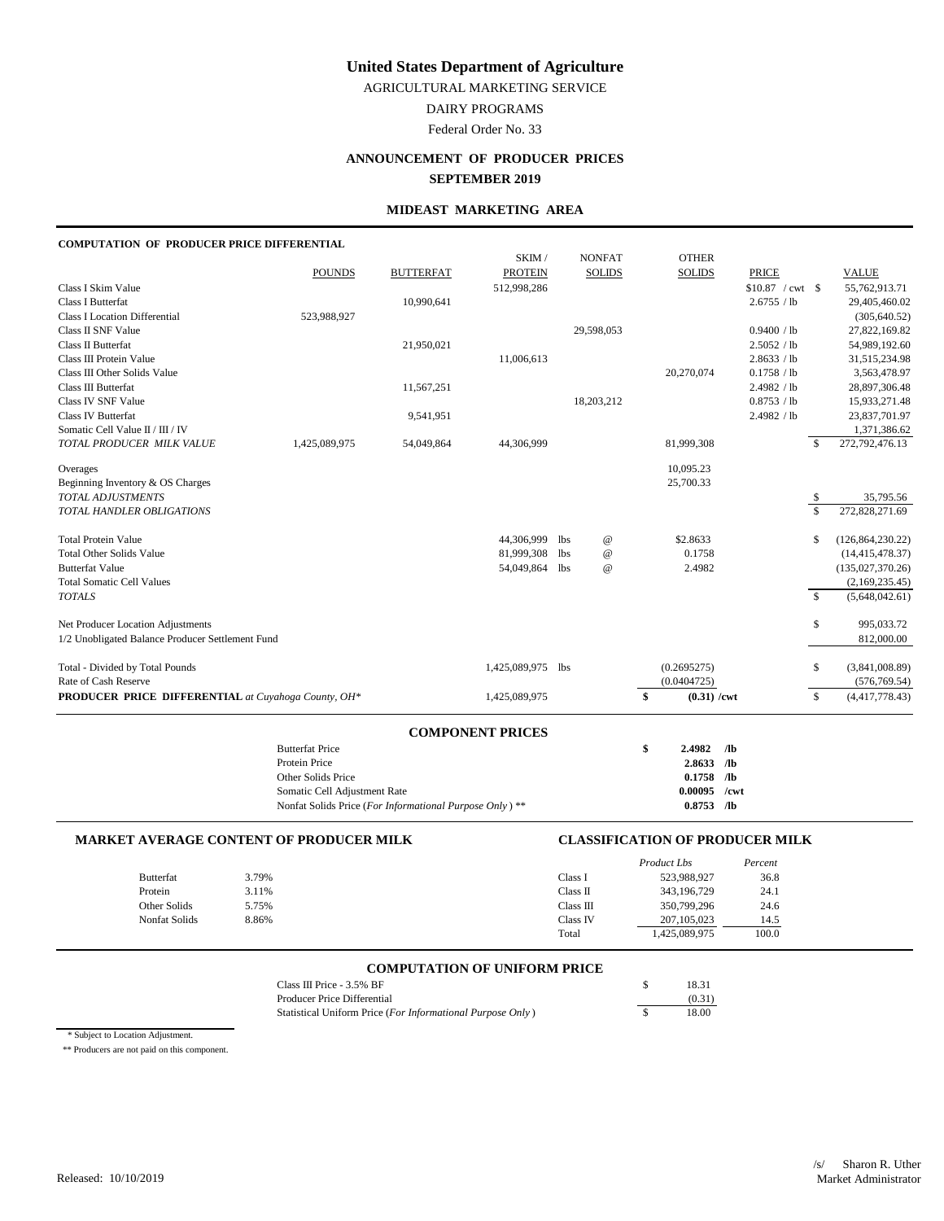# United States Department of Agriculture

AGRICULTURAL MARKETING SERVICE

DAIRY PROGRAMS

Federal Order No. 33

## ANNOUNCEMENT OF PRODUCER PRICES

## SEPTEMBER 2019

### MIDEAST MARKETING AREA

**COMPUTATION OF PRODUCER PRICE DIFFERENTIAL**

| | POUNDS | BUTTERFAT | SKIM / PROTEIN | NONFAT SOLIDS | OTHER SOLIDS | PRICE | VALUE |
|---|---|---|---|---|---|---|---|
| Class I Skim Value | | | 512,998,286 | | | $10.87 / cwt | $ 55,762,913.71 |
| Class I Butterfat | | 10,990,641 | | | | 2.6755 / lb | 29,405,460.02 |
| Class I Location Differential | 523,988,927 | | | | | | (305,640.52) |
| Class II SNF Value | | | | 29,598,053 | | 0.9400 / lb | 27,822,169.82 |
| Class II Butterfat | | 21,950,021 | | | | 2.5052 / lb | 54,989,192.60 |
| Class III Protein Value | | | 11,006,613 | | | 2.8633 / lb | 31,515,234.98 |
| Class III Other Solids Value | | | | | 20,270,074 | 0.1758 / lb | 3,563,478.97 |
| Class III Butterfat | | 11,567,251 | | | | 2.4982 / lb | 28,897,306.48 |
| Class IV SNF Value | | | | 18,203,212 | | 0.8753 / lb | 15,933,271.48 |
| Class IV Butterfat | | 9,541,951 | | | | 2.4982 / lb | 23,837,701.97 |
| Somatic Cell Value II / III / IV | | | | | | | 1,371,386.62 |
| *TOTAL PRODUCER MILK VALUE* | 1,425,089,975 | 54,049,864 | 44,306,999 | | 81,999,308 | | $ 272,792,476.13 |
| Overages | | | | | 10,095.23 | | |
| Beginning Inventory & OS Charges | | | | | 25,700.33 | | |
| *TOTAL ADJUSTMENTS* | | | | | | | $ 35,795.56 |
| *TOTAL HANDLER OBLIGATIONS* | | | | | | | $ 272,828,271.69 |
| Total Protein Value | | | 44,306,999 lbs | @ | $2.8633 | | $ (126,864,230.22) |
| Total Other Solids Value | | | 81,999,308 lbs | @ | 0.1758 | | (14,415,478.37) |
| Butterfat Value | | | 54,049,864 lbs | @ | 2.4982 | | (135,027,370.26) |
| Total Somatic Cell Values | | | | | | | (2,169,235.45) |
| *TOTALS* | | | | | | | $ (5,648,042.61) |
| Net Producer Location Adjustments | | | | | | | $ 995,033.72 |
| 1/2 Unobligated Balance Producer Settlement Fund | | | | | | | 812,000.00 |
| Total - Divided by Total Pounds | | | 1,425,089,975 lbs | | (0.2695275) | | $ (3,841,008.89) |
| Rate of Cash Reserve | | | | | (0.0404725) | | (576,769.54) |
| **PRODUCER PRICE DIFFERENTIAL** *at Cuyahoga County, OH\** | | | 1,425,089,975 | | **$ (0.31) /cwt** | | $ (4,417,778.43) |

### COMPONENT PRICES

| | |
|---|---|
| Butterfat Price | **$ 2.4982 /lb** |
| Protein Price | **2.8633 /lb** |
| Other Solids Price | **0.1758 /lb** |
| Somatic Cell Adjustment Rate | **0.00095 /cwt** |
| Nonfat Solids Price (*For Informational Purpose Only*) ** | **0.8753 /lb** |

### MARKET AVERAGE CONTENT OF PRODUCER MILK

| | |
|---|---|
| Butterfat | 3.79% |
| Protein | 3.11% |
| Other Solids | 5.75% |
| Nonfat Solids | 8.86% |

### CLASSIFICATION OF PRODUCER MILK

| | *Product Lbs* | *Percent* |
|---|---|---|
| Class I | 523,988,927 | 36.8 |
| Class II | 343,196,729 | 24.1 |
| Class III | 350,799,296 | 24.6 |
| Class IV | 207,105,023 | 14.5 |
| Total | 1,425,089,975 | 100.0 |

### COMPUTATION OF UNIFORM PRICE

| | |
|---|---|
| Class III Price - 3.5% BF | $ 18.31 |
| Producer Price Differential | (0.31) |
| Statistical Uniform Price (*For Informational Purpose Only*) | $ 18.00 |

\* Subject to Location Adjustment.

** Producers are not paid on this component.

Released: 10/10/2019

/s/ Sharon R. Uther
Market Administrator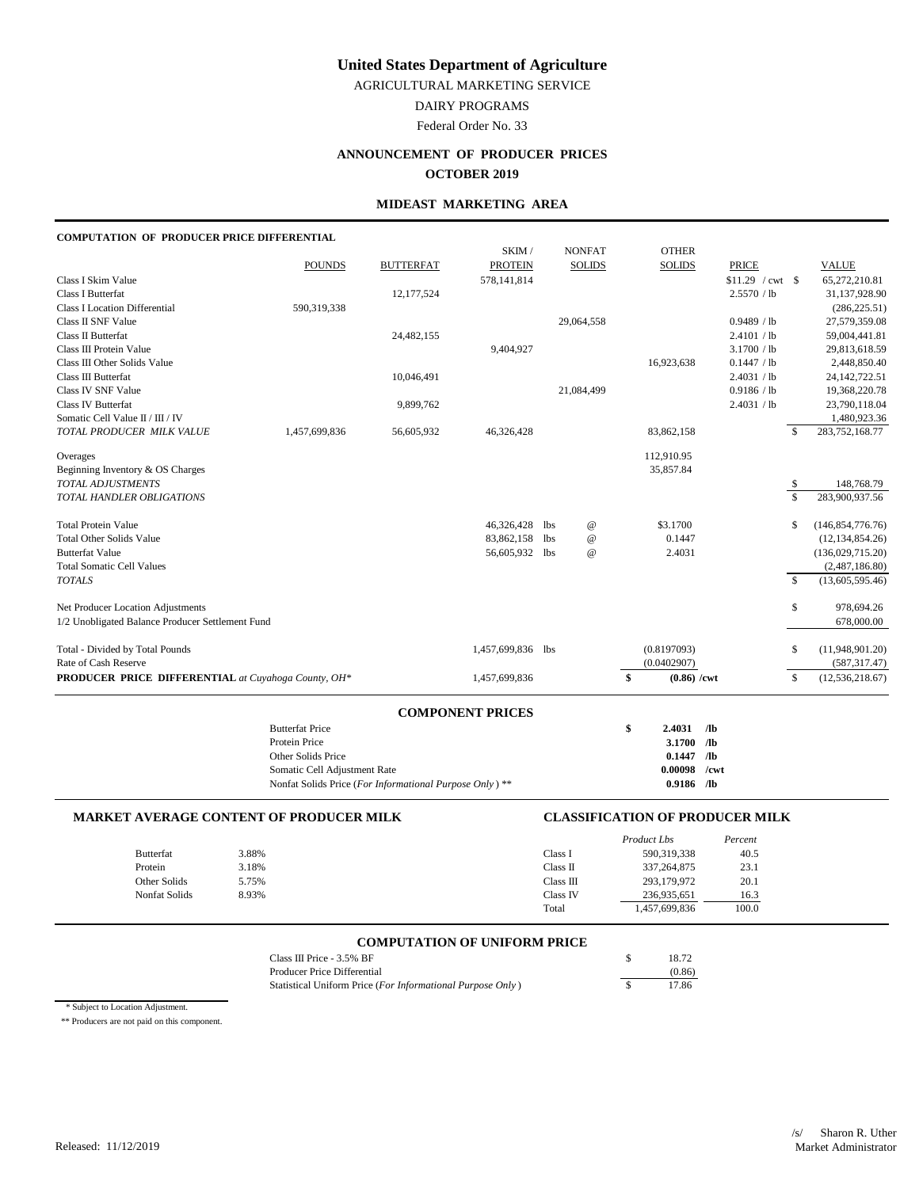# United States Department of Agriculture

AGRICULTURAL MARKETING SERVICE

DAIRY PROGRAMS

Federal Order No. 33

## ANNOUNCEMENT OF PRODUCER PRICES

## OCTOBER 2019

### MIDEAST MARKETING AREA

**COMPUTATION OF PRODUCER PRICE DIFFERENTIAL**

| | POUNDS | BUTTERFAT | SKIM / PROTEIN | NONFAT SOLIDS | OTHER SOLIDS | PRICE | VALUE |
|---|---|---|---|---|---|---|---|
| Class I Skim Value | | | 578,141,814 | | | $11.29 / cwt | $ 65,272,210.81 |
| Class I Butterfat | | 12,177,524 | | | | 2.5570 / lb | 31,137,928.90 |
| Class I Location Differential | 590,319,338 | | | | | | (286,225.51) |
| Class II SNF Value | | | | 29,064,558 | | 0.9489 / lb | 27,579,359.08 |
| Class II Butterfat | | 24,482,155 | | | | 2.4101 / lb | 59,004,441.81 |
| Class III Protein Value | | | 9,404,927 | | | 3.1700 / lb | 29,813,618.59 |
| Class III Other Solids Value | | | | | 16,923,638 | 0.1447 / lb | 2,448,850.40 |
| Class III Butterfat | | 10,046,491 | | | | 2.4031 / lb | 24,142,722.51 |
| Class IV SNF Value | | | | 21,084,499 | | 0.9186 / lb | 19,368,220.78 |
| Class IV Butterfat | | 9,899,762 | | | | 2.4031 / lb | 23,790,118.04 |
| Somatic Cell Value II / III / IV | | | | | | | 1,480,923.36 |
| *TOTAL PRODUCER MILK VALUE* | 1,457,699,836 | 56,605,932 | 46,326,428 | | 83,862,158 | | $ 283,752,168.77 |
| Overages | | | | | 112,910.95 | | |
| Beginning Inventory & OS Charges | | | | | 35,857.84 | | |
| *TOTAL ADJUSTMENTS* | | | | | | | $ 148,768.79 |
| *TOTAL HANDLER OBLIGATIONS* | | | | | | | $ 283,900,937.56 |
| Total Protein Value | | | 46,326,428 lbs | @ | $3.1700 | | $ (146,854,776.76) |
| Total Other Solids Value | | | 83,862,158 lbs | @ | 0.1447 | | (12,134,854.26) |
| Butterfat Value | | | 56,605,932 lbs | @ | 2.4031 | | (136,029,715.20) |
| Total Somatic Cell Values | | | | | | | (2,487,186.80) |
| *TOTALS* | | | | | | | $ (13,605,595.46) |
| Net Producer Location Adjustments | | | | | | | $ 978,694.26 |
| 1/2 Unobligated Balance Producer Settlement Fund | | | | | | | 678,000.00 |
| Total - Divided by Total Pounds | | | 1,457,699,836 lbs | | (0.8197093) | | $ (11,948,901.20) |
| Rate of Cash Reserve | | | | | (0.0402907) | | (587,317.47) |
| **PRODUCER PRICE DIFFERENTIAL** *at Cuyahoga County, OH\** | | | 1,457,699,836 | | **$ (0.86) /cwt** | | $ (12,536,218.67) |

### COMPONENT PRICES

| | |
|---|---|
| Butterfat Price | **$ 2.4031 /lb** |
| Protein Price | **3.1700 /lb** |
| Other Solids Price | **0.1447 /lb** |
| Somatic Cell Adjustment Rate | **0.00098 /cwt** |
| Nonfat Solids Price (*For Informational Purpose Only*) ** | **0.9186 /lb** |

### MARKET AVERAGE CONTENT OF PRODUCER MILK

| | |
|---|---|
| Butterfat | 3.88% |
| Protein | 3.18% |
| Other Solids | 5.75% |
| Nonfat Solids | 8.93% |

### CLASSIFICATION OF PRODUCER MILK

| | *Product Lbs* | *Percent* |
|---|---|---|
| Class I | 590,319,338 | 40.5 |
| Class II | 337,264,875 | 23.1 |
| Class III | 293,179,972 | 20.1 |
| Class IV | 236,935,651 | 16.3 |
| Total | 1,457,699,836 | 100.0 |

### COMPUTATION OF UNIFORM PRICE

| | |
|---|---|
| Class III Price - 3.5% BF | $ 18.72 |
| Producer Price Differential | (0.86) |
| Statistical Uniform Price (*For Informational Purpose Only*) | $ 17.86 |

\* Subject to Location Adjustment.

\*\* Producers are not paid on this component.

Released: 11/12/2019

/s/ Sharon R. Uther
Market Administrator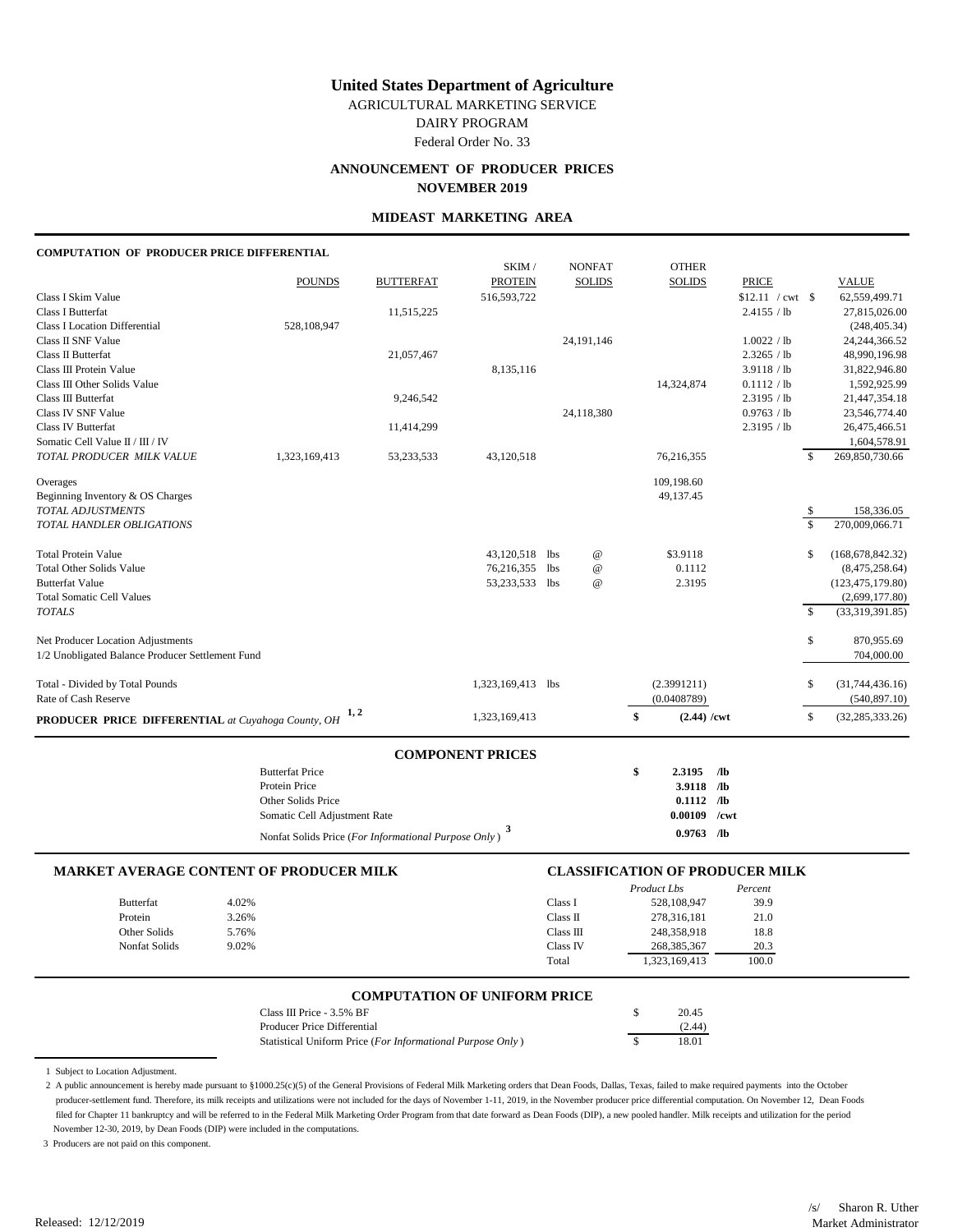# United States Department of Agriculture

AGRICULTURAL MARKETING SERVICE

DAIRY PROGRAM

Federal Order No. 33

## ANNOUNCEMENT OF PRODUCER PRICES

## NOVEMBER 2019

### MIDEAST MARKETING AREA

**COMPUTATION OF PRODUCER PRICE DIFFERENTIAL**

| | POUNDS | BUTTERFAT | SKIM / PROTEIN | NONFAT SOLIDS | OTHER SOLIDS | PRICE | VALUE |
|---|---|---|---|---|---|---|---|
| Class I Skim Value | | | 516,593,722 | | | $12.11 / cwt | $ 62,559,499.71 |
| Class I Butterfat | | 11,515,225 | | | | 2.4155 / lb | 27,815,026.00 |
| Class I Location Differential | 528,108,947 | | | | | | (248,405.34) |
| Class II SNF Value | | | | 24,191,146 | | 1.0022 / lb | 24,244,366.52 |
| Class II Butterfat | | 21,057,467 | | | | 2.3265 / lb | 48,990,196.98 |
| Class III Protein Value | | | 8,135,116 | | | 3.9118 / lb | 31,822,946.80 |
| Class III Other Solids Value | | | | | 14,324,874 | 0.1112 / lb | 1,592,925.99 |
| Class III Butterfat | | 9,246,542 | | | | 2.3195 / lb | 21,447,354.18 |
| Class IV SNF Value | | | | 24,118,380 | | 0.9763 / lb | 23,546,774.40 |
| Class IV Butterfat | | 11,414,299 | | | | 2.3195 / lb | 26,475,466.51 |
| Somatic Cell Value II / III / IV | | | | | | | 1,604,578.91 |
| *TOTAL PRODUCER MILK VALUE* | 1,323,169,413 | 53,233,533 | 43,120,518 | | 76,216,355 | | $ 269,850,730.66 |
| Overages | | | | | 109,198.60 | | |
| Beginning Inventory & OS Charges | | | | | 49,137.45 | | |
| *TOTAL ADJUSTMENTS* | | | | | | | $ 158,336.05 |
| *TOTAL HANDLER OBLIGATIONS* | | | | | | | $ 270,009,066.71 |
| Total Protein Value | | | 43,120,518 lbs | @ | $3.9118 | | $ (168,678,842.32) |
| Total Other Solids Value | | | 76,216,355 lbs | @ | 0.1112 | | (8,475,258.64) |
| Butterfat Value | | | 53,233,533 lbs | @ | 2.3195 | | (123,475,179.80) |
| Total Somatic Cell Values | | | | | | | (2,699,177.80) |
| *TOTALS* | | | | | | | $ (33,319,391.85) |
| Net Producer Location Adjustments | | | | | | | $ 870,955.69 |
| 1/2 Unobligated Balance Producer Settlement Fund | | | | | | | 704,000.00 |
| Total - Divided by Total Pounds | | | 1,323,169,413 lbs | | (2.3991211) | | $ (31,744,436.16) |
| Rate of Cash Reserve | | | | | (0.0408789) | | (540,897.10) |
| **PRODUCER PRICE DIFFERENTIAL** *at Cuyahoga County, OH* [1, 2] | | | 1,323,169,413 | | $ **(2.44) /cwt** | | $ (32,285,333.26) |

### COMPONENT PRICES

| | |
|---|---|
| Butterfat Price | **$ 2.3195 /lb** |
| Protein Price | **3.9118 /lb** |
| Other Solids Price | **0.1112 /lb** |
| Somatic Cell Adjustment Rate | **0.00109 /cwt** |
| Nonfat Solids Price (*For Informational Purpose Only*) [3] | **0.9763 /lb** |

### MARKET AVERAGE CONTENT OF PRODUCER MILK

| | |
|---|---|
| Butterfat | 4.02% |
| Protein | 3.26% |
| Other Solids | 5.76% |
| Nonfat Solids | 9.02% |

### CLASSIFICATION OF PRODUCER MILK

| | *Product Lbs* | *Percent* |
|---|---|---|
| Class I | 528,108,947 | 39.9 |
| Class II | 278,316,181 | 21.0 |
| Class III | 248,358,918 | 18.8 |
| Class IV | 268,385,367 | 20.3 |
| Total | 1,323,169,413 | 100.0 |

### COMPUTATION OF UNIFORM PRICE

| | |
|---|---|
| Class III Price - 3.5% BF | $ 20.45 |
| Producer Price Differential | (2.44) |
| Statistical Uniform Price (*For Informational Purpose Only*) | $ 18.01 |

1 Subject to Location Adjustment.

2 A public announcement is hereby made pursuant to §1000.25(c)(5) of the General Provisions of Federal Milk Marketing orders that Dean Foods, Dallas, Texas, failed to make required payments into the October producer-settlement fund. Therefore, its milk receipts and utilizations were not included for the days of November 1-11, 2019, in the November producer price differential computation. On November 12, Dean Foods filed for Chapter 11 bankruptcy and will be referred to in the Federal Milk Marketing Order Program from that date forward as Dean Foods (DIP), a new pooled handler. Milk receipts and utilization for the period November 12-30, 2019, by Dean Foods (DIP) were included in the computations.

3 Producers are not paid on this component.

Released: 12/12/2019

/s/ Sharon R. Uther
Market Administrator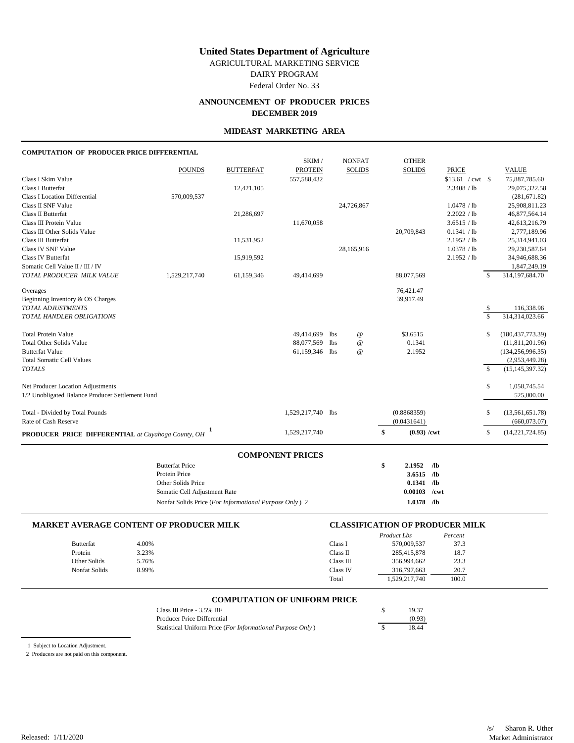# United States Department of Agriculture

AGRICULTURAL MARKETING SERVICE

DAIRY PROGRAM

Federal Order No. 33

## ANNOUNCEMENT OF PRODUCER PRICES
## DECEMBER 2019

## MIDEAST MARKETING AREA

### COMPUTATION OF PRODUCER PRICE DIFFERENTIAL

| | POUNDS | BUTTERFAT | SKIM / PROTEIN | NONFAT SOLIDS | OTHER SOLIDS | PRICE | VALUE |
|---|---|---|---|---|---|---|---|
| Class I Skim Value | | | 557,588,432 | | | $13.61 / cwt | $ 75,887,785.60 |
| Class I Butterfat | | 12,421,105 | | | | 2.3408 / lb | 29,075,322.58 |
| Class I Location Differential | 570,009,537 | | | | | | (281,671.82) |
| Class II SNF Value | | | | 24,726,867 | | 1.0478 / lb | 25,908,811.23 |
| Class II Butterfat | | 21,286,697 | | | | 2.2022 / lb | 46,877,564.14 |
| Class III Protein Value | | | 11,670,058 | | | 3.6515 / lb | 42,613,216.79 |
| Class III Other Solids Value | | | | | 20,709,843 | 0.1341 / lb | 2,777,189.96 |
| Class III Butterfat | | 11,531,952 | | | | 2.1952 / lb | 25,314,941.03 |
| Class IV SNF Value | | | | 28,165,916 | | 1.0378 / lb | 29,230,587.64 |
| Class IV Butterfat | | 15,919,592 | | | | 2.1952 / lb | 34,946,688.36 |
| Somatic Cell Value II / III / IV | | | | | | | 1,847,249.19 |
| *TOTAL PRODUCER MILK VALUE* | 1,529,217,740 | 61,159,346 | 49,414,699 | | 88,077,569 | | $ 314,197,684.70 |
| Overages | | | | | 76,421.47 | | |
| Beginning Inventory & OS Charges | | | | | 39,917.49 | | |
| *TOTAL ADJUSTMENTS* | | | | | | | $ 116,338.96 |
| *TOTAL HANDLER OBLIGATIONS* | | | | | | | $ 314,314,023.66 |
| Total Protein Value | | | 49,414,699 lbs | @ | $3.6515 | | $ (180,437,773.39) |
| Total Other Solids Value | | | 88,077,569 lbs | @ | 0.1341 | | (11,811,201.96) |
| Butterfat Value | | | 61,159,346 lbs | @ | 2.1952 | | (134,256,996.35) |
| Total Somatic Cell Values | | | | | | | (2,953,449.28) |
| *TOTALS* | | | | | | | $ (15,145,397.32) |
| Net Producer Location Adjustments | | | | | | | $ 1,058,745.54 |
| 1/2 Unobligated Balance Producer Settlement Fund | | | | | | | 525,000.00 |
| Total - Divided by Total Pounds | | | 1,529,217,740 lbs | | (0.8868359) | | $ (13,561,651.78) |
| Rate of Cash Reserve | | | | | (0.0431641) | | (660,073.07) |
| **PRODUCER PRICE DIFFERENTIAL** *at Cuyahoga County, OH* [1] | | | 1,529,217,740 | | $ **(0.93) /cwt** | | $ (14,221,724.85) |

### COMPONENT PRICES

| | | |
|---|---|---|
| Butterfat Price | $ **2.1952** | **/lb** |
| Protein Price | **3.6515** | **/lb** |
| Other Solids Price | **0.1341** | **/lb** |
| Somatic Cell Adjustment Rate | **0.00103** | **/cwt** |
| Nonfat Solids Price (*For Informational Purpose Only*) 2 | **1.0378** | **/lb** |

### MARKET AVERAGE CONTENT OF PRODUCER MILK

| | |
|---|---|
| Butterfat | 4.00% |
| Protein | 3.23% |
| Other Solids | 5.76% |
| Nonfat Solids | 8.99% |

### CLASSIFICATION OF PRODUCER MILK

| | *Product Lbs* | *Percent* |
|---|---|---|
| Class I | 570,009,537 | 37.3 |
| Class II | 285,415,878 | 18.7 |
| Class III | 356,994,662 | 23.3 |
| Class IV | 316,797,663 | 20.7 |
| Total | 1,529,217,740 | 100.0 |

### COMPUTATION OF UNIFORM PRICE

| | |
|---|---|
| Class III Price - 3.5% BF | $ 19.37 |
| Producer Price Differential | (0.93) |
| Statistical Uniform Price (*For Informational Purpose Only*) | $ 18.44 |

1 Subject to Location Adjustment.

2 Producers are not paid on this component.

Released: 1/11/2020

/s/ Sharon R. Uther
Market Administrator